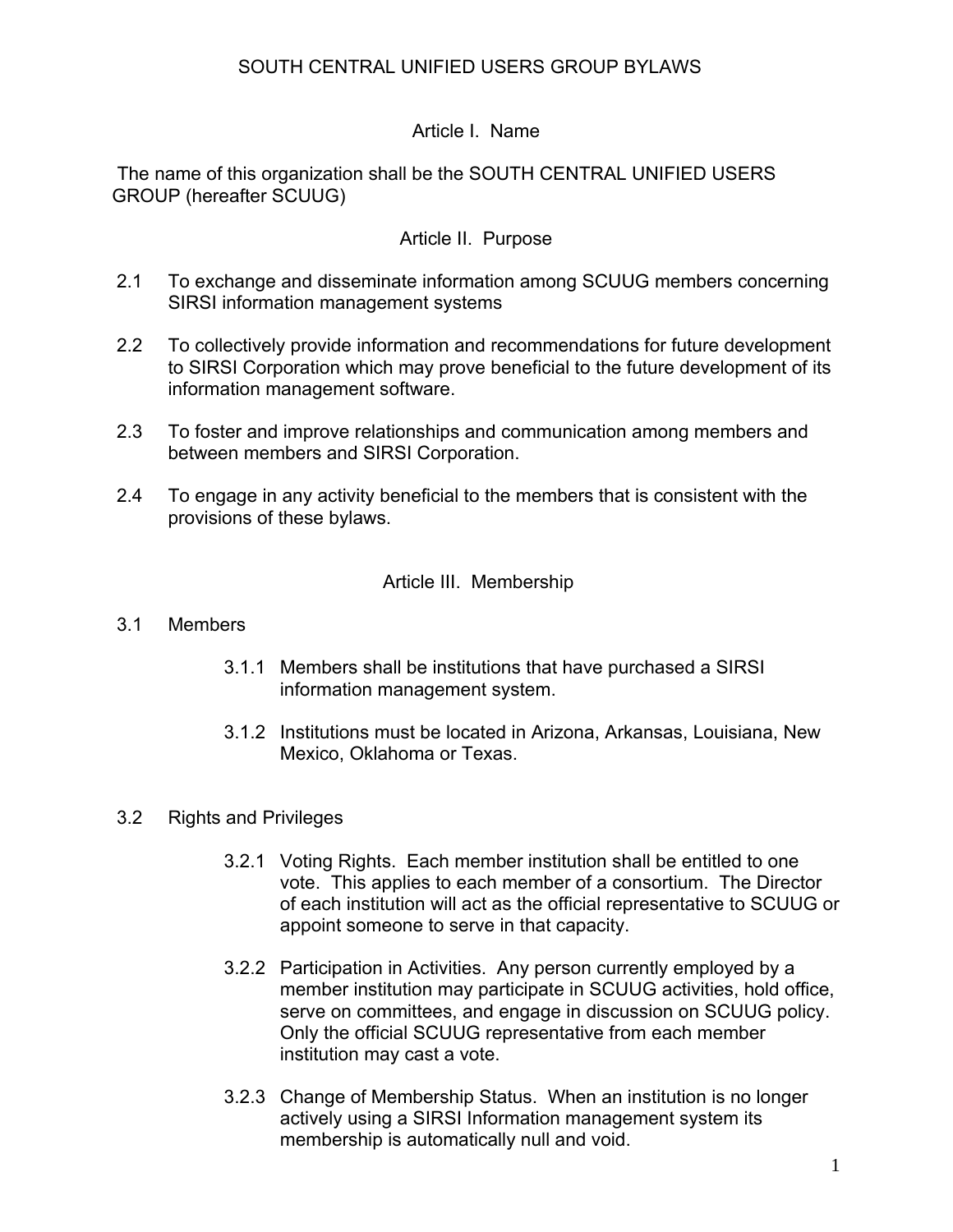# SOUTH CENTRAL UNIFIED USERS GROUP BYLAWS

## Article I. Name

The name of this organization shall be the SOUTH CENTRAL UNIFIED USERS GROUP (hereafter SCUUG)

## Article II. Purpose

2.1 To exchange and disseminate information among SCUUG members concerning SIRSI information management systems

2.2 To collectively provide information and recommendations for future development to SIRSI Corporation which may prove beneficial to the future development of its information management software.

2.3 To foster and improve relationships and communication among members and between members and SIRSI Corporation.

2.4 To engage in any activity beneficial to the members that is consistent with the provisions of these bylaws.

## Article III. Membership

3.1 Members

3.1.1 Members shall be institutions that have purchased a SIRSI information management system.

3.1.2 Institutions must be located in Arizona, Arkansas, Louisiana, New Mexico, Oklahoma or Texas.

3.2 Rights and Privileges

3.2.1 Voting Rights. Each member institution shall be entitled to one vote. This applies to each member of a consortium. The Director of each institution will act as the official representative to SCUUG or appoint someone to serve in that capacity.

3.2.2 Participation in Activities. Any person currently employed by a member institution may participate in SCUUG activities, hold office, serve on committees, and engage in discussion on SCUUG policy. Only the official SCUUG representative from each member institution may cast a vote.

3.2.3 Change of Membership Status. When an institution is no longer actively using a SIRSI Information management system its membership is automatically null and void.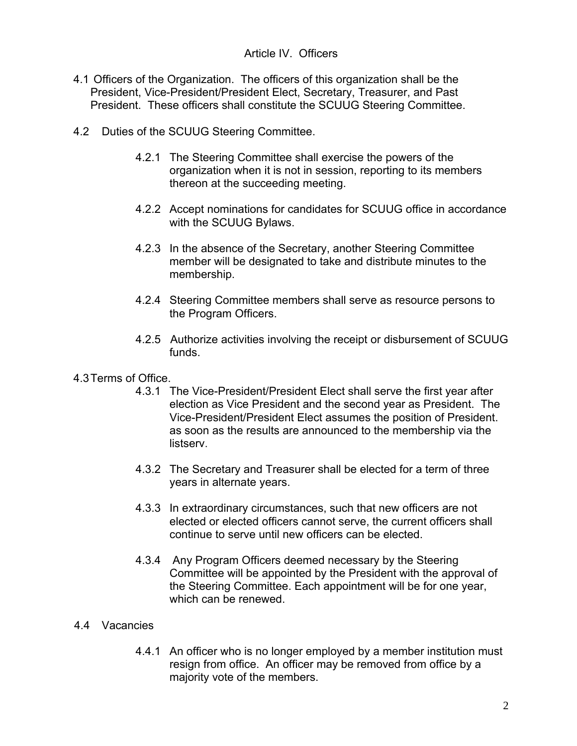## Article IV. Officers

4.1 Officers of the Organization. The officers of this organization shall be the President, Vice-President/President Elect, Secretary, Treasurer, and Past President. These officers shall constitute the SCUUG Steering Committee.

4.2 Duties of the SCUUG Steering Committee.

4.2.1 The Steering Committee shall exercise the powers of the organization when it is not in session, reporting to its members thereon at the succeeding meeting.

4.2.2 Accept nominations for candidates for SCUUG office in accordance with the SCUUG Bylaws.

4.2.3 In the absence of the Secretary, another Steering Committee member will be designated to take and distribute minutes to the membership.

4.2.4 Steering Committee members shall serve as resource persons to the Program Officers.

4.2.5 Authorize activities involving the receipt or disbursement of SCUUG funds.

4.3 Terms of Office.

4.3.1 The Vice-President/President Elect shall serve the first year after election as Vice President and the second year as President. The Vice-President/President Elect assumes the position of President. as soon as the results are announced to the membership via the listserv.

4.3.2 The Secretary and Treasurer shall be elected for a term of three years in alternate years.

4.3.3 In extraordinary circumstances, such that new officers are not elected or elected officers cannot serve, the current officers shall continue to serve until new officers can be elected.

4.3.4 Any Program Officers deemed necessary by the Steering Committee will be appointed by the President with the approval of the Steering Committee. Each appointment will be for one year, which can be renewed.

4.4 Vacancies

4.4.1 An officer who is no longer employed by a member institution must resign from office. An officer may be removed from office by a majority vote of the members.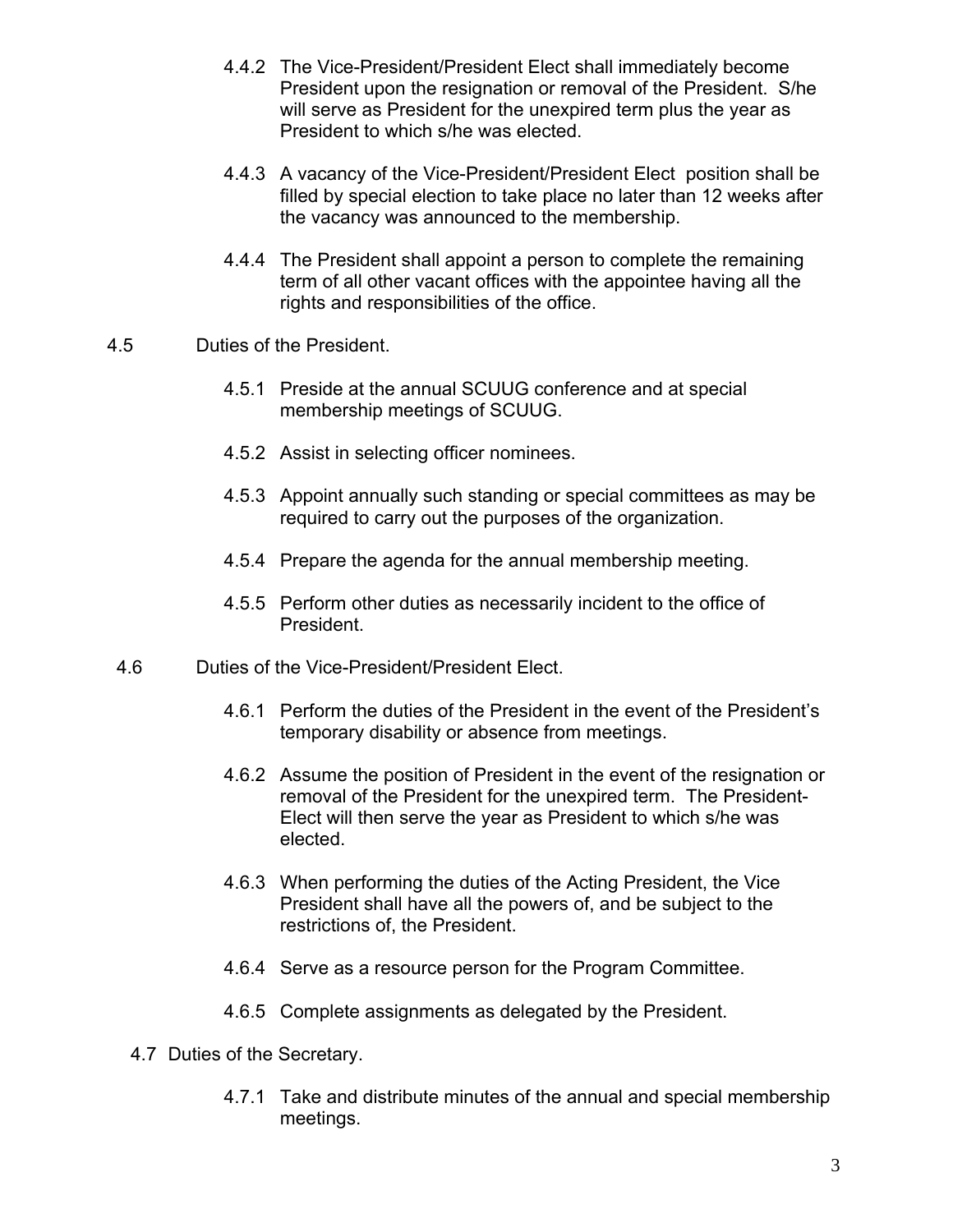4.4.2 The Vice-President/President Elect shall immediately become President upon the resignation or removal of the President. S/he will serve as President for the unexpired term plus the year as President to which s/he was elected.

4.4.3 A vacancy of the Vice-President/President Elect position shall be filled by special election to take place no later than 12 weeks after the vacancy was announced to the membership.

4.4.4 The President shall appoint a person to complete the remaining term of all other vacant offices with the appointee having all the rights and responsibilities of the office.

4.5 Duties of the President.

4.5.1 Preside at the annual SCUUG conference and at special membership meetings of SCUUG.

4.5.2 Assist in selecting officer nominees.

4.5.3 Appoint annually such standing or special committees as may be required to carry out the purposes of the organization.

4.5.4 Prepare the agenda for the annual membership meeting.

4.5.5 Perform other duties as necessarily incident to the office of President.

4.6 Duties of the Vice-President/President Elect.

4.6.1 Perform the duties of the President in the event of the President's temporary disability or absence from meetings.

4.6.2 Assume the position of President in the event of the resignation or removal of the President for the unexpired term. The President-Elect will then serve the year as President to which s/he was elected.

4.6.3 When performing the duties of the Acting President, the Vice President shall have all the powers of, and be subject to the restrictions of, the President.

4.6.4 Serve as a resource person for the Program Committee.

4.6.5 Complete assignments as delegated by the President.

4.7 Duties of the Secretary.

4.7.1 Take and distribute minutes of the annual and special membership meetings.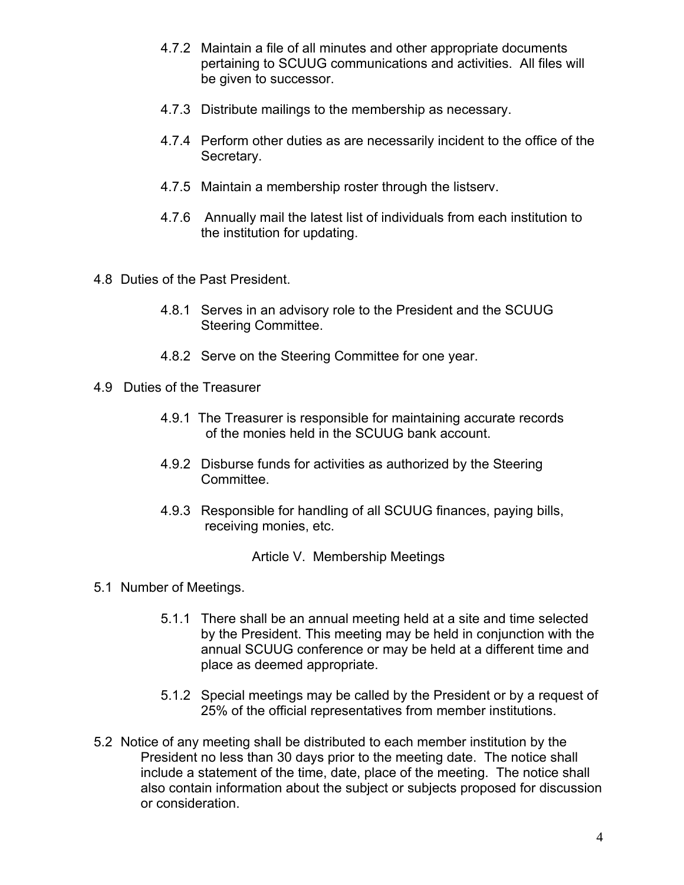4.7.2 Maintain a file of all minutes and other appropriate documents pertaining to SCUUG communications and activities. All files will be given to successor.

4.7.3 Distribute mailings to the membership as necessary.

4.7.4 Perform other duties as are necessarily incident to the office of the Secretary.

4.7.5 Maintain a membership roster through the listserv.

4.7.6 Annually mail the latest list of individuals from each institution to the institution for updating.

4.8 Duties of the Past President.

4.8.1 Serves in an advisory role to the President and the SCUUG Steering Committee.

4.8.2 Serve on the Steering Committee for one year.

4.9 Duties of the Treasurer

4.9.1 The Treasurer is responsible for maintaining accurate records of the monies held in the SCUUG bank account.

4.9.2 Disburse funds for activities as authorized by the Steering Committee.

4.9.3 Responsible for handling of all SCUUG finances, paying bills, receiving monies, etc.

## Article V. Membership Meetings

5.1 Number of Meetings.

5.1.1 There shall be an annual meeting held at a site and time selected by the President. This meeting may be held in conjunction with the annual SCUUG conference or may be held at a different time and place as deemed appropriate.

5.1.2 Special meetings may be called by the President or by a request of 25% of the official representatives from member institutions.

5.2 Notice of any meeting shall be distributed to each member institution by the President no less than 30 days prior to the meeting date. The notice shall include a statement of the time, date, place of the meeting. The notice shall also contain information about the subject or subjects proposed for discussion or consideration.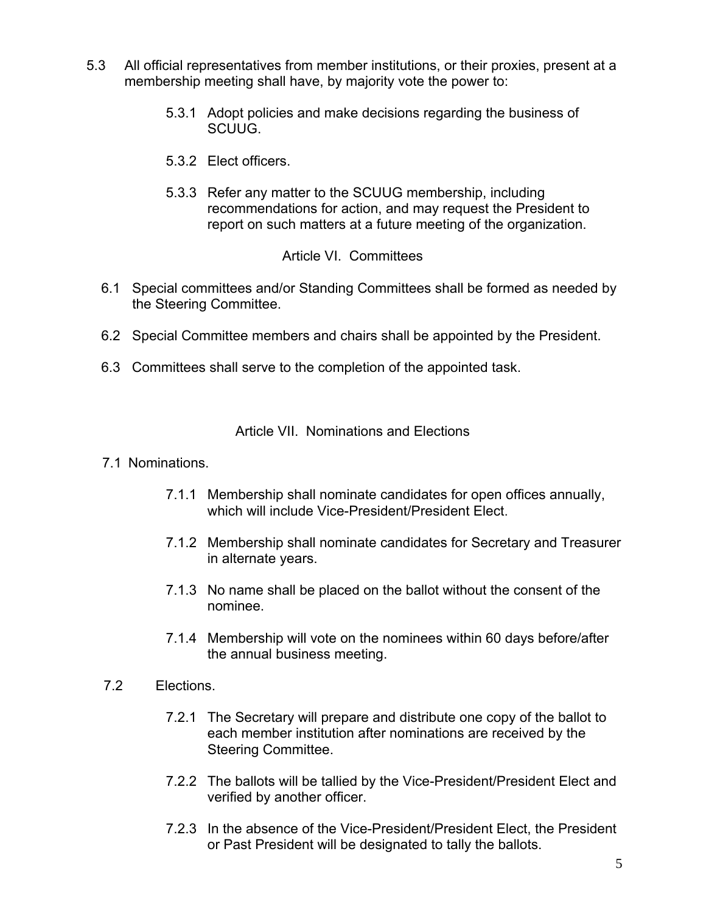5.3 All official representatives from member institutions, or their proxies, present at a membership meeting shall have, by majority vote the power to:

- 5.3.1 Adopt policies and make decisions regarding the business of SCUUG.
- 5.3.2 Elect officers.
- 5.3.3 Refer any matter to the SCUUG membership, including recommendations for action, and may request the President to report on such matters at a future meeting of the organization.

## Article VI. Committees

6.1 Special committees and/or Standing Committees shall be formed as needed by the Steering Committee.

6.2 Special Committee members and chairs shall be appointed by the President.

6.3 Committees shall serve to the completion of the appointed task.

## Article VII. Nominations and Elections

7.1 Nominations.

- 7.1.1 Membership shall nominate candidates for open offices annually, which will include Vice-President/President Elect.
- 7.1.2 Membership shall nominate candidates for Secretary and Treasurer in alternate years.
- 7.1.3 No name shall be placed on the ballot without the consent of the nominee.
- 7.1.4 Membership will vote on the nominees within 60 days before/after the annual business meeting.

7.2 Elections.

- 7.2.1 The Secretary will prepare and distribute one copy of the ballot to each member institution after nominations are received by the Steering Committee.
- 7.2.2 The ballots will be tallied by the Vice-President/President Elect and verified by another officer.
- 7.2.3 In the absence of the Vice-President/President Elect, the President or Past President will be designated to tally the ballots.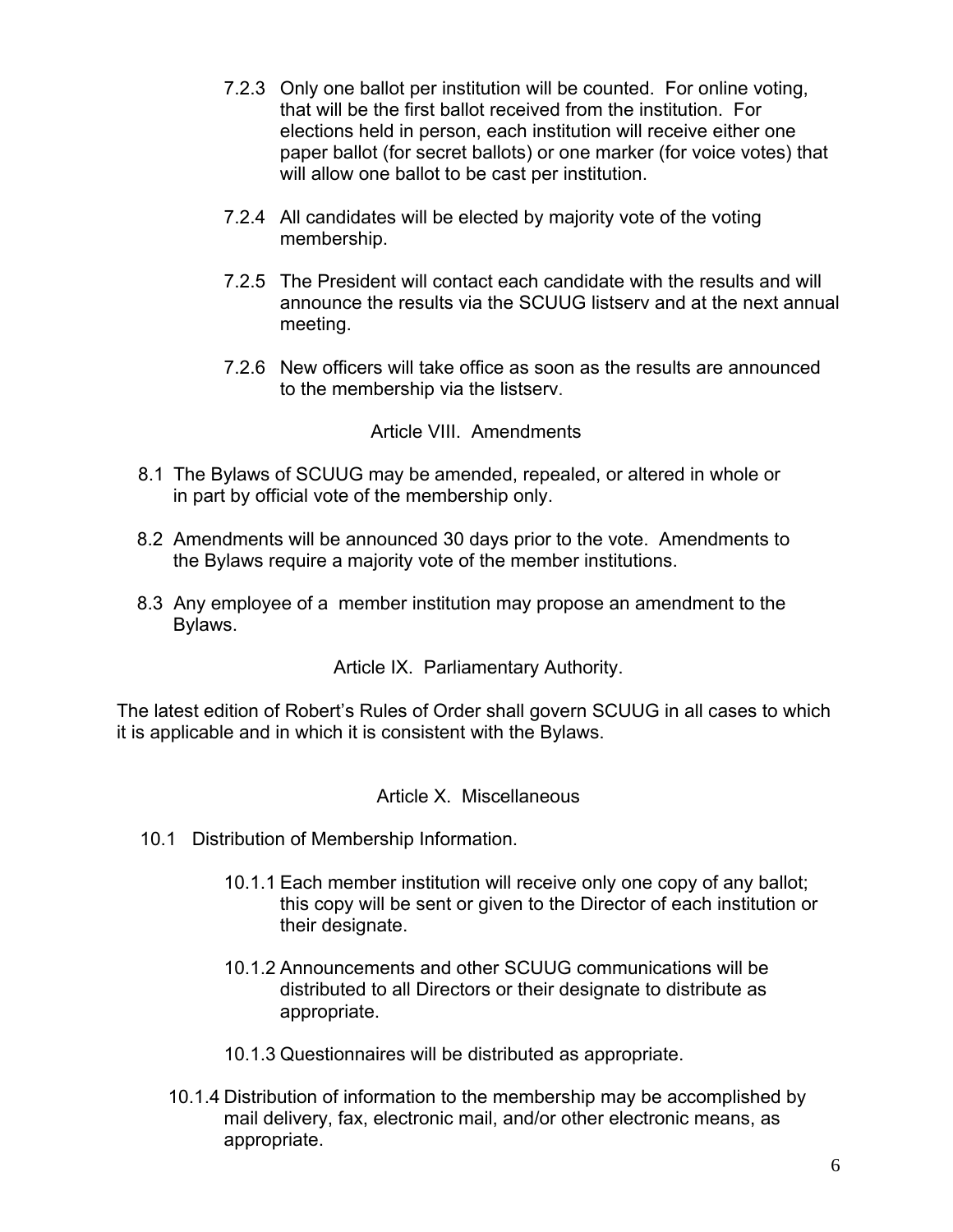7.2.3 Only one ballot per institution will be counted. For online voting, that will be the first ballot received from the institution. For elections held in person, each institution will receive either one paper ballot (for secret ballots) or one marker (for voice votes) that will allow one ballot to be cast per institution.

7.2.4 All candidates will be elected by majority vote of the voting membership.

7.2.5 The President will contact each candidate with the results and will announce the results via the SCUUG listserv and at the next annual meeting.

7.2.6 New officers will take office as soon as the results are announced to the membership via the listserv.

## Article VIII. Amendments

8.1 The Bylaws of SCUUG may be amended, repealed, or altered in whole or in part by official vote of the membership only.

8.2 Amendments will be announced 30 days prior to the vote. Amendments to the Bylaws require a majority vote of the member institutions.

8.3 Any employee of a member institution may propose an amendment to the Bylaws.

## Article IX. Parliamentary Authority.

The latest edition of Robert's Rules of Order shall govern SCUUG in all cases to which it is applicable and in which it is consistent with the Bylaws.

## Article X. Miscellaneous

10.1 Distribution of Membership Information.

10.1.1 Each member institution will receive only one copy of any ballot; this copy will be sent or given to the Director of each institution or their designate.

10.1.2 Announcements and other SCUUG communications will be distributed to all Directors or their designate to distribute as appropriate.

10.1.3 Questionnaires will be distributed as appropriate.

10.1.4 Distribution of information to the membership may be accomplished by mail delivery, fax, electronic mail, and/or other electronic means, as appropriate.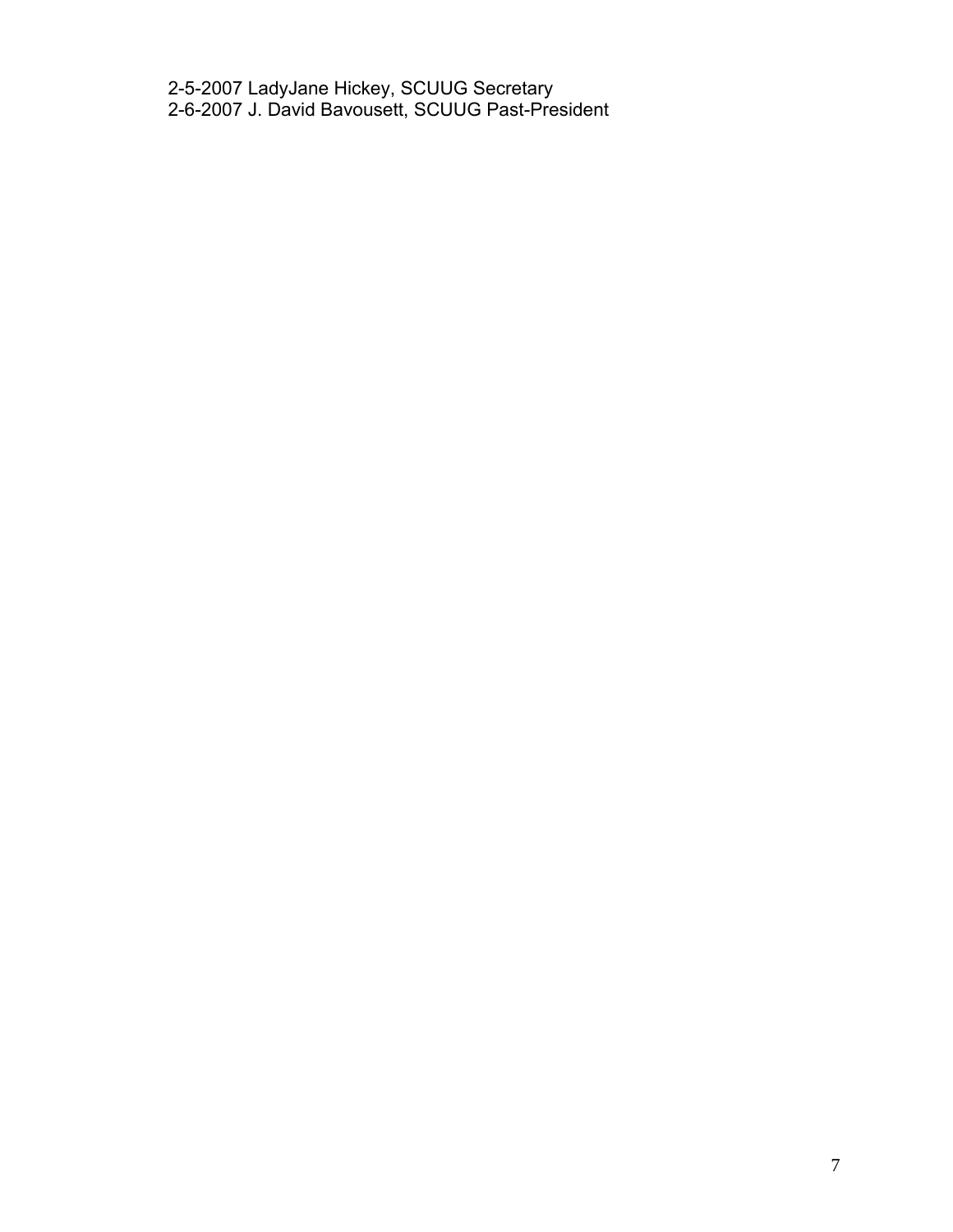2-5-2007 LadyJane Hickey, SCUUG Secretary
2-6-2007 J. David Bavousett, SCUUG Past-President